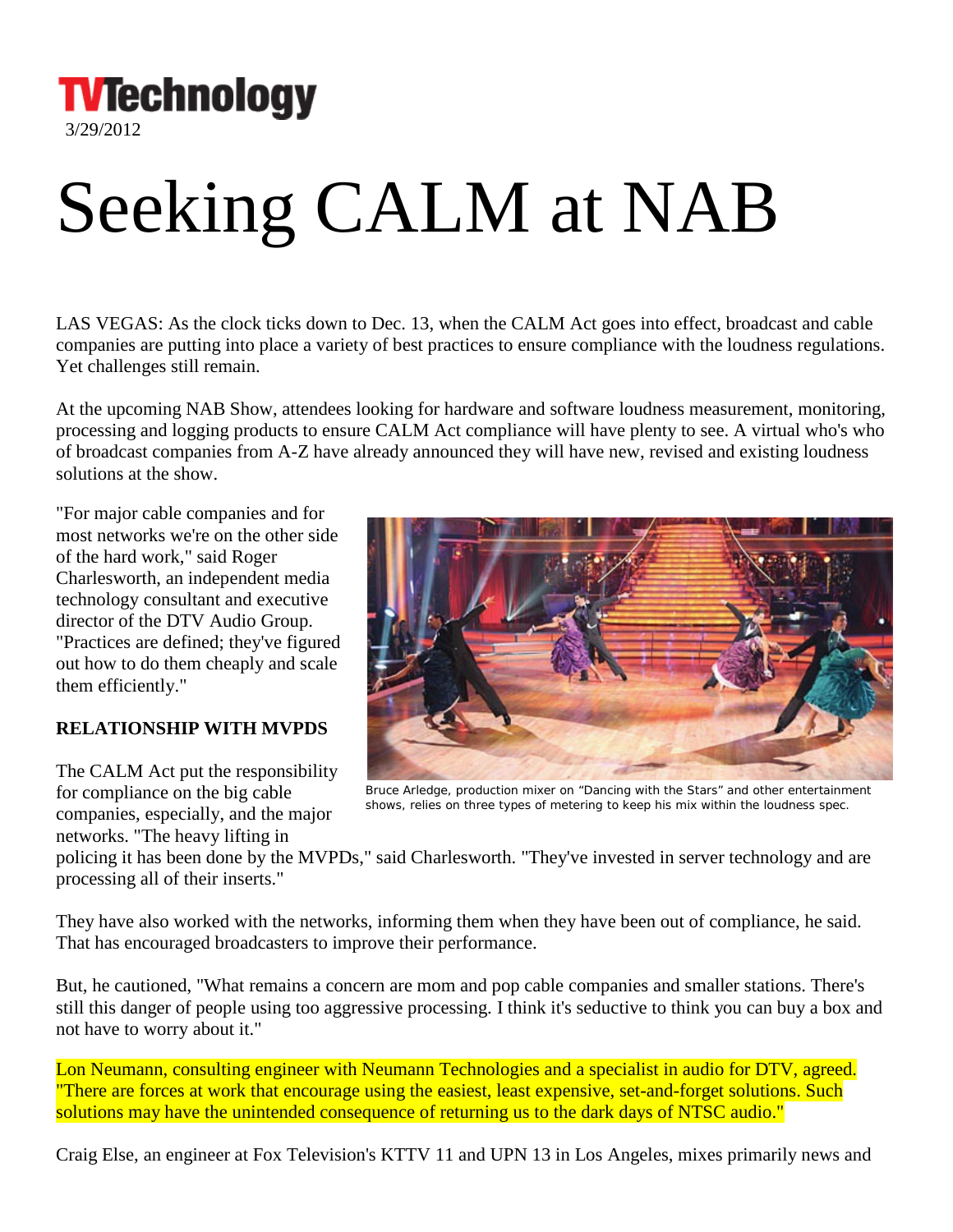TVTechnology
3/29/2012

# Seeking CALM at NAB

LAS VEGAS: As the clock ticks down to Dec. 13, when the CALM Act goes into effect, broadcast and cable companies are putting into place a variety of best practices to ensure compliance with the loudness regulations. Yet challenges still remain.

At the upcoming NAB Show, attendees looking for hardware and software loudness measurement, monitoring, processing and logging products to ensure CALM Act compliance will have plenty to see. A virtual who's who of broadcast companies from A-Z have already announced they will have new, revised and existing loudness solutions at the show.

"For major cable companies and for most networks we're on the other side of the hard work," said Roger Charlesworth, an independent media technology consultant and executive director of the DTV Audio Group. "Practices are defined; they've figured out how to do them cheaply and scale them efficiently."

Bruce Arledge, production mixer on "Dancing with the Stars" and other entertainment shows, relies on three types of metering to keep his mix within the loudness spec.

**RELATIONSHIP WITH MVPDS**

The CALM Act put the responsibility for compliance on the big cable companies, especially, and the major networks. "The heavy lifting in policing it has been done by the MVPDs," said Charlesworth. "They've invested in server technology and are processing all of their inserts."

They have also worked with the networks, informing them when they have been out of compliance, he said. That has encouraged broadcasters to improve their performance.

But, he cautioned, "What remains a concern are mom and pop cable companies and smaller stations. There's still this danger of people using too aggressive processing. I think it's seductive to think you can buy a box and not have to worry about it."

Lon Neumann, consulting engineer with Neumann Technologies and a specialist in audio for DTV, agreed. "There are forces at work that encourage using the easiest, least expensive, set-and-forget solutions. Such solutions may have the unintended consequence of returning us to the dark days of NTSC audio."

Craig Else, an engineer at Fox Television's KTTV 11 and UPN 13 in Los Angeles, mixes primarily news and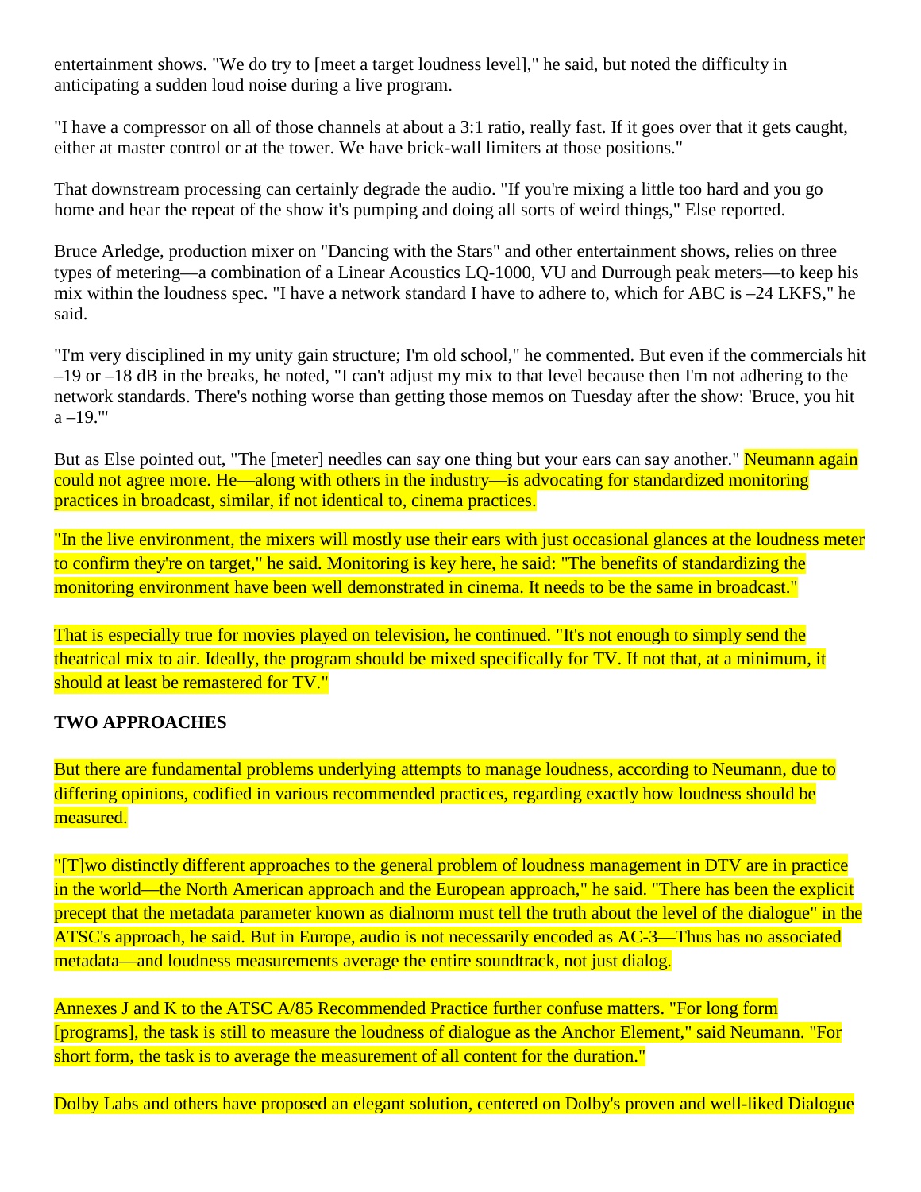entertainment shows. "We do try to [meet a target loudness level]," he said, but noted the difficulty in anticipating a sudden loud noise during a live program.

"I have a compressor on all of those channels at about a 3:1 ratio, really fast. If it goes over that it gets caught, either at master control or at the tower. We have brick-wall limiters at those positions."

That downstream processing can certainly degrade the audio. "If you're mixing a little too hard and you go home and hear the repeat of the show it's pumping and doing all sorts of weird things," Else reported.

Bruce Arledge, production mixer on "Dancing with the Stars" and other entertainment shows, relies on three types of metering—a combination of a Linear Acoustics LQ-1000, VU and Durrough peak meters—to keep his mix within the loudness spec. "I have a network standard I have to adhere to, which for ABC is –24 LKFS," he said.

"I'm very disciplined in my unity gain structure; I'm old school," he commented. But even if the commercials hit –19 or –18 dB in the breaks, he noted, "I can't adjust my mix to that level because then I'm not adhering to the network standards. There's nothing worse than getting those memos on Tuesday after the show: 'Bruce, you hit a –19.'"

But as Else pointed out, "The [meter] needles can say one thing but your ears can say another." Neumann again could not agree more. He—along with others in the industry—is advocating for standardized monitoring practices in broadcast, similar, if not identical to, cinema practices.

"In the live environment, the mixers will mostly use their ears with just occasional glances at the loudness meter to confirm they're on target," he said. Monitoring is key here, he said: "The benefits of standardizing the monitoring environment have been well demonstrated in cinema. It needs to be the same in broadcast."

That is especially true for movies played on television, he continued. "It's not enough to simply send the theatrical mix to air. Ideally, the program should be mixed specifically for TV. If not that, at a minimum, it should at least be remastered for TV."

**TWO APPROACHES**

But there are fundamental problems underlying attempts to manage loudness, according to Neumann, due to differing opinions, codified in various recommended practices, regarding exactly how loudness should be measured.

"[T]wo distinctly different approaches to the general problem of loudness management in DTV are in practice in the world—the North American approach and the European approach," he said. "There has been the explicit precept that the metadata parameter known as dialnorm must tell the truth about the level of the dialogue" in the ATSC's approach, he said. But in Europe, audio is not necessarily encoded as AC-3—Thus has no associated metadata—and loudness measurements average the entire soundtrack, not just dialog.

Annexes J and K to the ATSC A/85 Recommended Practice further confuse matters. "For long form [programs], the task is still to measure the loudness of dialogue as the Anchor Element," said Neumann. "For short form, the task is to average the measurement of all content for the duration."

Dolby Labs and others have proposed an elegant solution, centered on Dolby's proven and well-liked Dialogue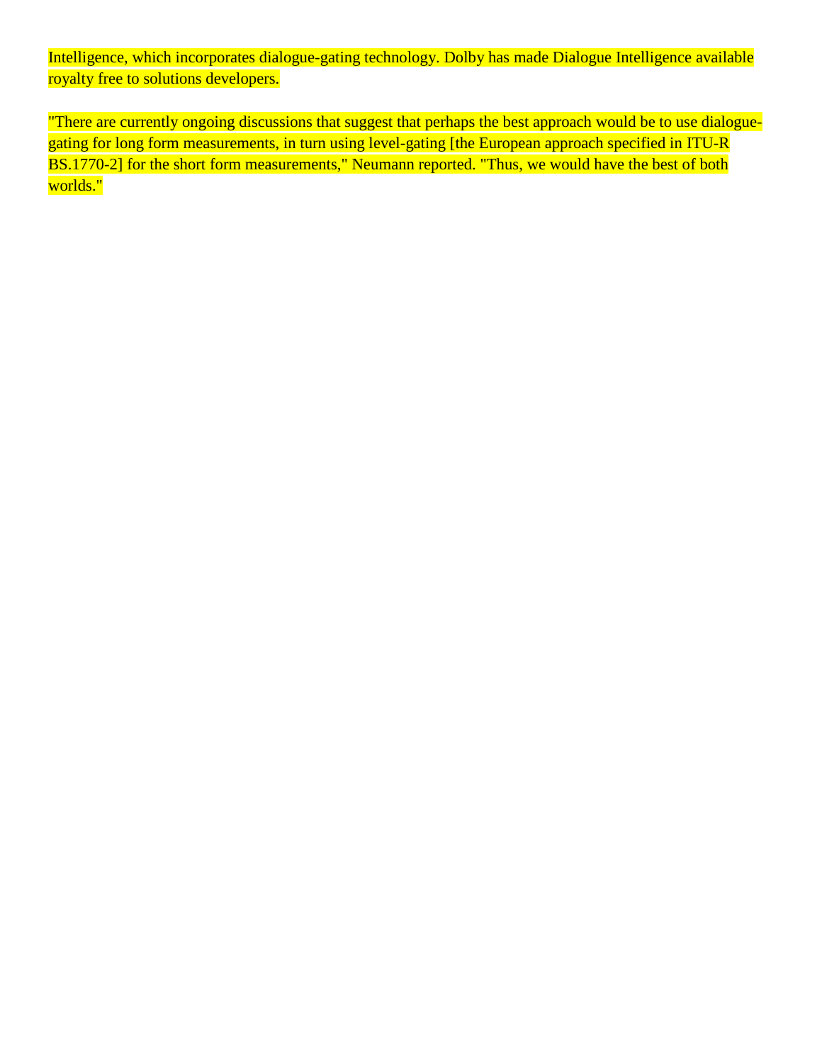Intelligence, which incorporates dialogue-gating technology. Dolby has made Dialogue Intelligence available royalty free to solutions developers.

"There are currently ongoing discussions that suggest that perhaps the best approach would be to use dialogue-gating for long form measurements, in turn using level-gating [the European approach specified in ITU-R BS.1770-2] for the short form measurements," Neumann reported. "Thus, we would have the best of both worlds."